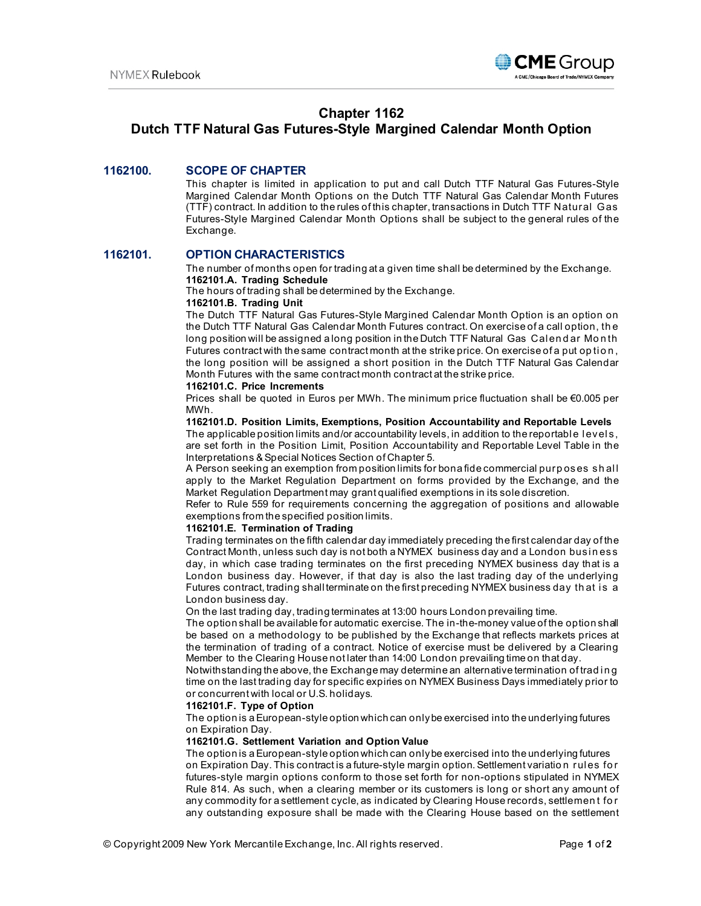# Chapter 1162
# Dutch TTF Natural Gas Futures-Style Margined Calendar Month Option

## 1162100. SCOPE OF CHAPTER

This chapter is limited in application to put and call Dutch TTF Natural Gas Futures-Style Margined Calendar Month Options on the Dutch TTF Natural Gas Calendar Month Futures (TTF) contract. In addition to the rules of this chapter, transactions in Dutch TTF Natural Gas Futures-Style Margined Calendar Month Options shall be subject to the general rules of the Exchange.

## 1162101. OPTION CHARACTERISTICS

The number of months open for trading at a given time shall be determined by the Exchange.

**1162101.A. Trading Schedule**

The hours of trading shall be determined by the Exchange.

**1162101.B. Trading Unit**

The Dutch TTF Natural Gas Futures-Style Margined Calendar Month Option is an option on the Dutch TTF Natural Gas Calendar Month Futures contract. On exercise of a call option, the long position will be assigned a long position in the Dutch TTF Natural Gas Calendar Month Futures contract with the same contract month at the strike price. On exercise of a put option, the long position will be assigned a short position in the Dutch TTF Natural Gas Calendar Month Futures with the same contract month contract at the strike price.

**1162101.C. Price Increments**

Prices shall be quoted in Euros per MWh. The minimum price fluctuation shall be €0.005 per MWh.

**1162101.D. Position Limits, Exemptions, Position Accountability and Reportable Levels**

The applicable position limits and/or accountability levels, in addition to the reportable levels, are set forth in the Position Limit, Position Accountability and Reportable Level Table in the Interpretations & Special Notices Section of Chapter 5.

A Person seeking an exemption from position limits for bona fide commercial purposes shall apply to the Market Regulation Department on forms provided by the Exchange, and the Market Regulation Department may grant qualified exemptions in its sole discretion.

Refer to Rule 559 for requirements concerning the aggregation of positions and allowable exemptions from the specified position limits.

**1162101.E. Termination of Trading**

Trading terminates on the fifth calendar day immediately preceding the first calendar day of the Contract Month, unless such day is not both a NYMEX business day and a London business day, in which case trading terminates on the first preceding NYMEX business day that is a London business day. However, if that day is also the last trading day of the underlying Futures contract, trading shall terminate on the first preceding NYMEX business day that is a London business day.

On the last trading day, trading terminates at 13:00 hours London prevailing time.

The option shall be available for automatic exercise. The in-the-money value of the option shall be based on a methodology to be published by the Exchange that reflects markets prices at the termination of trading of a contract. Notice of exercise must be delivered by a Clearing Member to the Clearing House not later than 14:00 London prevailing time on that day.

Notwithstanding the above, the Exchange may determine an alternative termination of trading time on the last trading day for specific expiries on NYMEX Business Days immediately prior to or concurrent with local or U.S. holidays.

**1162101.F. Type of Option**

The option is a European-style option which can only be exercised into the underlying futures on Expiration Day.

**1162101.G. Settlement Variation and Option Value**

The option is a European-style option which can only be exercised into the underlying futures on Expiration Day. This contract is a future-style margin option. Settlement variation rules for futures-style margin options conform to those set forth for non-options stipulated in NYMEX Rule 814. As such, when a clearing member or its customers is long or short any amount of any commodity for a settlement cycle, as indicated by Clearing House records, settlement for any outstanding exposure shall be made with the Clearing House based on the settlement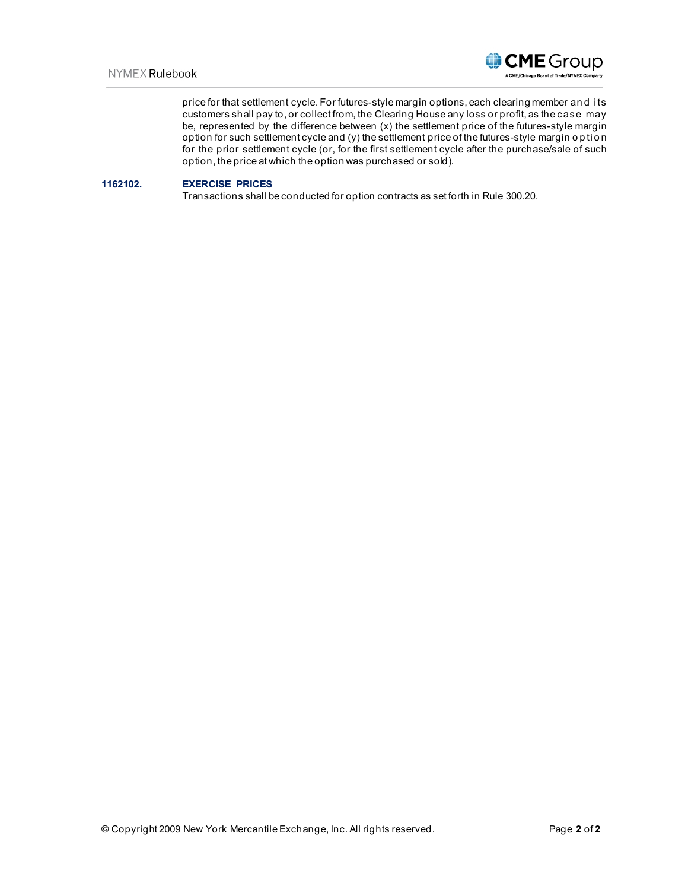price for that settlement cycle. For futures-style margin options, each clearing member and its customers shall pay to, or collect from, the Clearing House any loss or profit, as the case may be, represented by the difference between (x) the settlement price of the futures-style margin option for such settlement cycle and (y) the settlement price of the futures-style margin option for the prior settlement cycle (or, for the first settlement cycle after the purchase/sale of such option, the price at which the option was purchased or sold).

### 1162102. EXERCISE PRICES

Transactions shall be conducted for option contracts as set forth in Rule 300.20.